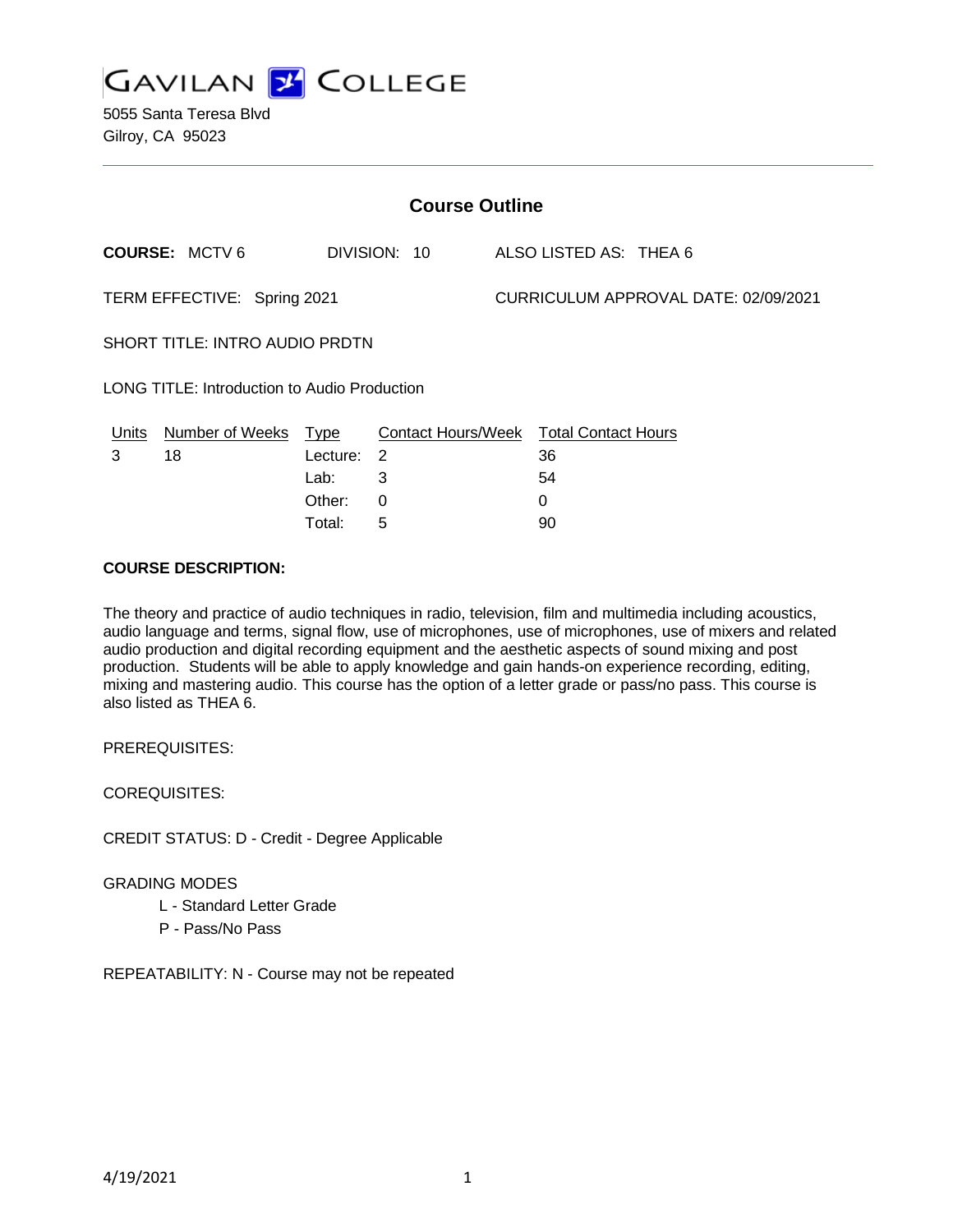GAVILAN COLLEGE

5055 Santa Teresa Blvd
Gilroy, CA 95023

## Course Outline

**COURSE:** MCTV 6 DIVISION: 10 ALSO LISTED AS: THEA 6

TERM EFFECTIVE: Spring 2021 CURRICULUM APPROVAL DATE: 02/09/2021

SHORT TITLE: INTRO AUDIO PRDTN

LONG TITLE: Introduction to Audio Production

| Units | Number of Weeks | Type | Contact Hours/Week | Total Contact Hours |
|---|---|---|---|---|
| 3 | 18 | Lecture: | 2 | 36 |
| | | Lab: | 3 | 54 |
| | | Other: | 0 | 0 |
| | | Total: | 5 | 90 |

**COURSE DESCRIPTION:**

The theory and practice of audio techniques in radio, television, film and multimedia including acoustics, audio language and terms, signal flow, use of microphones, use of microphones, use of mixers and related audio production and digital recording equipment and the aesthetic aspects of sound mixing and post production. Students will be able to apply knowledge and gain hands-on experience recording, editing, mixing and mastering audio. This course has the option of a letter grade or pass/no pass. This course is also listed as THEA 6.

PREREQUISITES:

COREQUISITES:

CREDIT STATUS: D - Credit - Degree Applicable

GRADING MODES

- L - Standard Letter Grade
- P - Pass/No Pass

REPEATABILITY: N - Course may not be repeated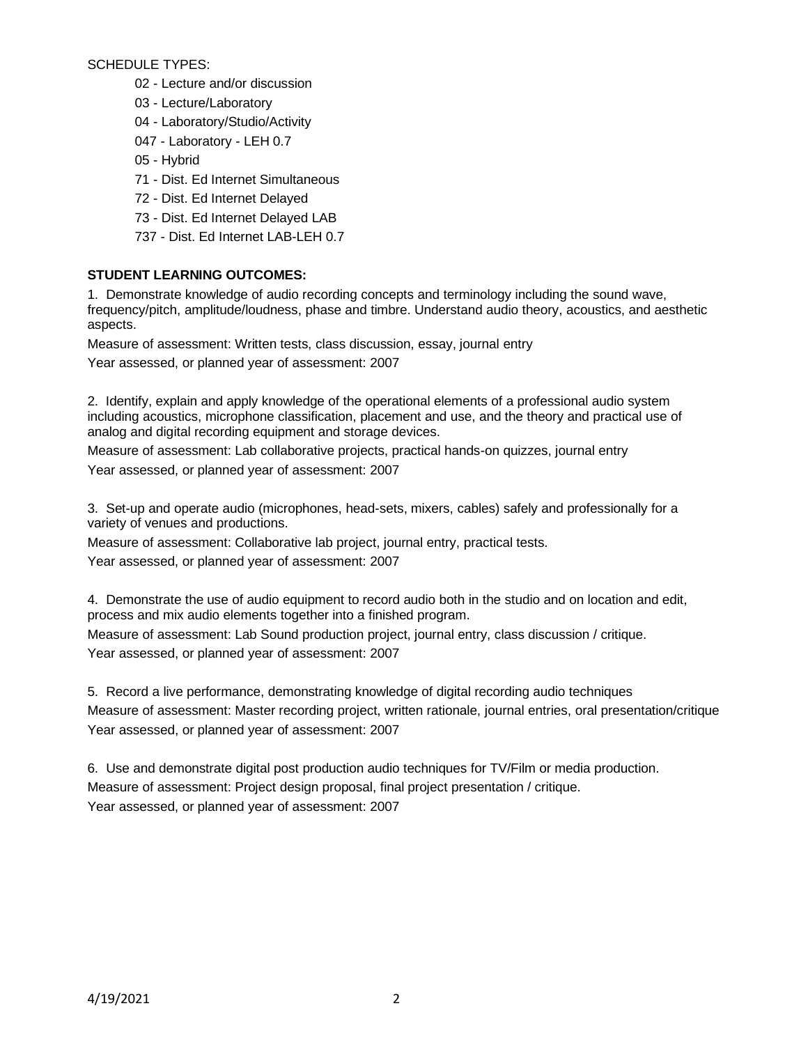SCHEDULE TYPES:

- 02 - Lecture and/or discussion
- 03 - Lecture/Laboratory
- 04 - Laboratory/Studio/Activity
- 047 - Laboratory - LEH 0.7
- 05 - Hybrid
- 71 - Dist. Ed Internet Simultaneous
- 72 - Dist. Ed Internet Delayed
- 73 - Dist. Ed Internet Delayed LAB
- 737 - Dist. Ed Internet LAB-LEH 0.7

**STUDENT LEARNING OUTCOMES:**

1. Demonstrate knowledge of audio recording concepts and terminology including the sound wave, frequency/pitch, amplitude/loudness, phase and timbre. Understand audio theory, acoustics, and aesthetic aspects.

Measure of assessment: Written tests, class discussion, essay, journal entry

Year assessed, or planned year of assessment: 2007

2. Identify, explain and apply knowledge of the operational elements of a professional audio system including acoustics, microphone classification, placement and use, and the theory and practical use of analog and digital recording equipment and storage devices.

Measure of assessment: Lab collaborative projects, practical hands-on quizzes, journal entry

Year assessed, or planned year of assessment: 2007

3. Set-up and operate audio (microphones, head-sets, mixers, cables) safely and professionally for a variety of venues and productions.

Measure of assessment: Collaborative lab project, journal entry, practical tests.

Year assessed, or planned year of assessment: 2007

4. Demonstrate the use of audio equipment to record audio both in the studio and on location and edit, process and mix audio elements together into a finished program.

Measure of assessment: Lab Sound production project, journal entry, class discussion / critique.

Year assessed, or planned year of assessment: 2007

5. Record a live performance, demonstrating knowledge of digital recording audio techniques

Measure of assessment: Master recording project, written rationale, journal entries, oral presentation/critique

Year assessed, or planned year of assessment: 2007

6. Use and demonstrate digital post production audio techniques for TV/Film or media production.

Measure of assessment: Project design proposal, final project presentation / critique.

Year assessed, or planned year of assessment: 2007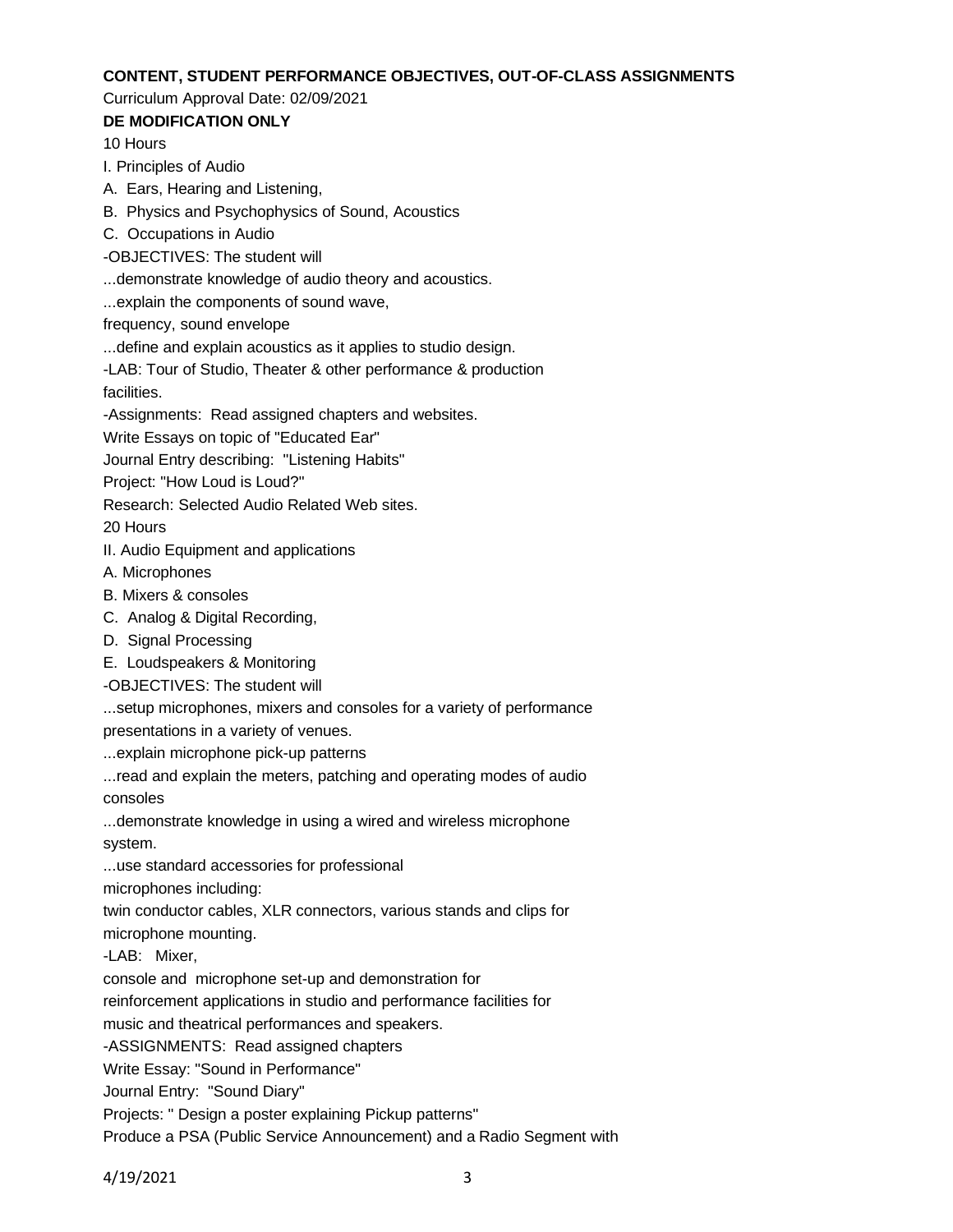**CONTENT, STUDENT PERFORMANCE OBJECTIVES, OUT-OF-CLASS ASSIGNMENTS**

Curriculum Approval Date: 02/09/2021

**DE MODIFICATION ONLY**

10 Hours

I. Principles of Audio

A. Ears, Hearing and Listening,

B. Physics and Psychophysics of Sound, Acoustics

C. Occupations in Audio

-OBJECTIVES: The student will

...demonstrate knowledge of audio theory and acoustics.

...explain the components of sound wave,
frequency, sound envelope

...define and explain acoustics as it applies to studio design.

-LAB: Tour of Studio, Theater & other performance & production facilities.

-Assignments: Read assigned chapters and websites.

Write Essays on topic of "Educated Ear"

Journal Entry describing: "Listening Habits"

Project: "How Loud is Loud?"

Research: Selected Audio Related Web sites.

20 Hours

II. Audio Equipment and applications

A. Microphones

B. Mixers & consoles

C. Analog & Digital Recording,

D. Signal Processing

E. Loudspeakers & Monitoring

-OBJECTIVES: The student will

...setup microphones, mixers and consoles for a variety of performance presentations in a variety of venues.

...explain microphone pick-up patterns

...read and explain the meters, patching and operating modes of audio consoles

...demonstrate knowledge in using a wired and wireless microphone system.

...use standard accessories for professional microphones including:
twin conductor cables, XLR connectors, various stands and clips for microphone mounting.

-LAB: Mixer,
console and microphone set-up and demonstration for reinforcement applications in studio and performance facilities for music and theatrical performances and speakers.

-ASSIGNMENTS: Read assigned chapters

Write Essay: "Sound in Performance"

Journal Entry: "Sound Diary"

Projects: " Design a poster explaining Pickup patterns"

Produce a PSA (Public Service Announcement) and a Radio Segment with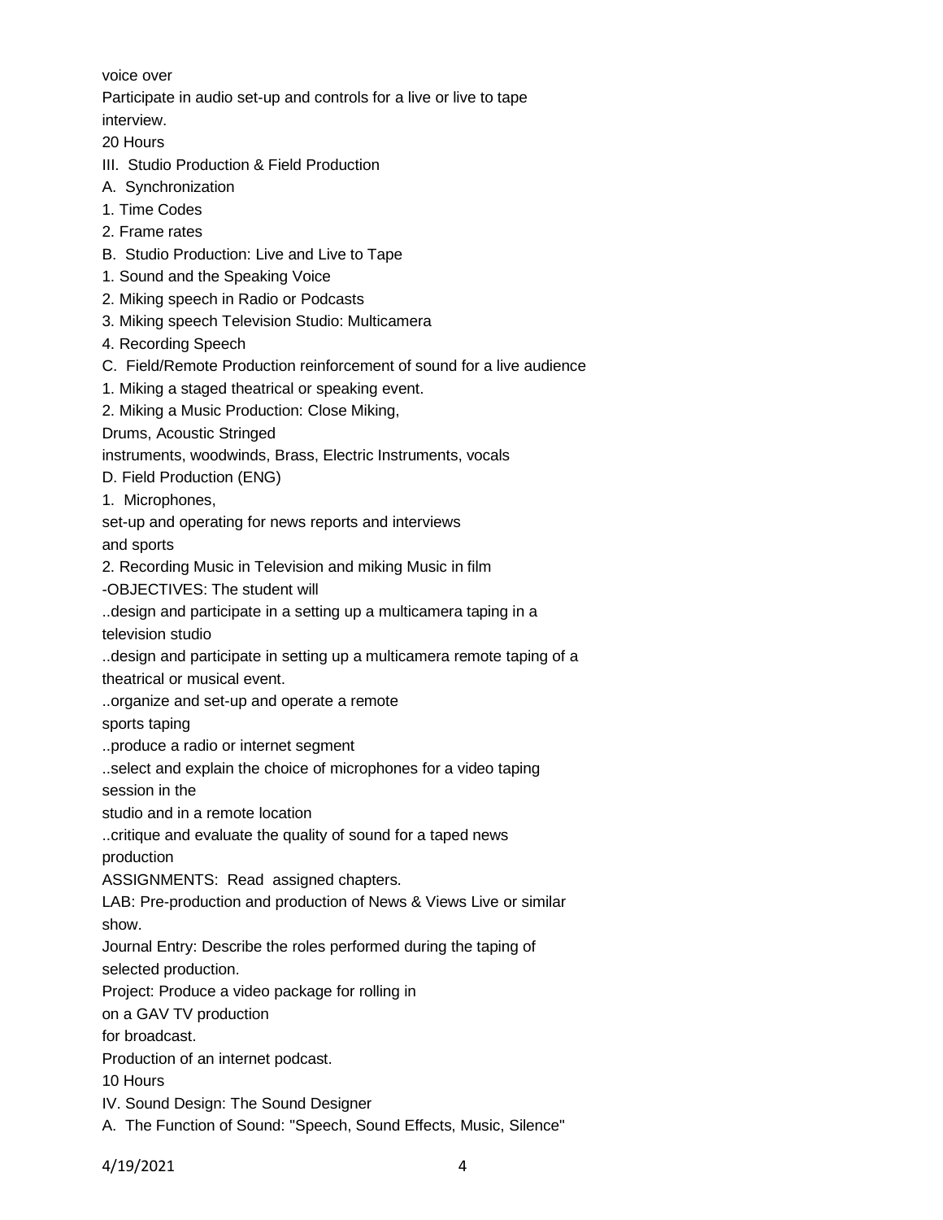voice over

Participate in audio set-up and controls for a live or live to tape interview.

20 Hours

III. Studio Production & Field Production

A. Synchronization

1. Time Codes
2. Frame rates

B. Studio Production: Live and Live to Tape

1. Sound and the Speaking Voice
2. Miking speech in Radio or Podcasts
3. Miking speech Television Studio: Multicamera
4. Recording Speech

C. Field/Remote Production reinforcement of sound for a live audience

1. Miking a staged theatrical or speaking event.
2. Miking a Music Production: Close Miking, Drums, Acoustic Stringed instruments, woodwinds, Brass, Electric Instruments, vocals

D. Field Production (ENG)

1. Microphones, set-up and operating for news reports and interviews and sports
2. Recording Music in Television and miking Music in film

-OBJECTIVES: The student will

..design and participate in a setting up a multicamera taping in a television studio

..design and participate in setting up a multicamera remote taping of a theatrical or musical event.

..organize and set-up and operate a remote sports taping

..produce a radio or internet segment

..select and explain the choice of microphones for a video taping session in the studio and in a remote location

..critique and evaluate the quality of sound for a taped news production

ASSIGNMENTS: Read assigned chapters.

LAB: Pre-production and production of News & Views Live or similar show.

Journal Entry: Describe the roles performed during the taping of selected production.

Project: Produce a video package for rolling in on a GAV TV production for broadcast.

Production of an internet podcast.

10 Hours

IV. Sound Design: The Sound Designer

A. The Function of Sound: "Speech, Sound Effects, Music, Silence"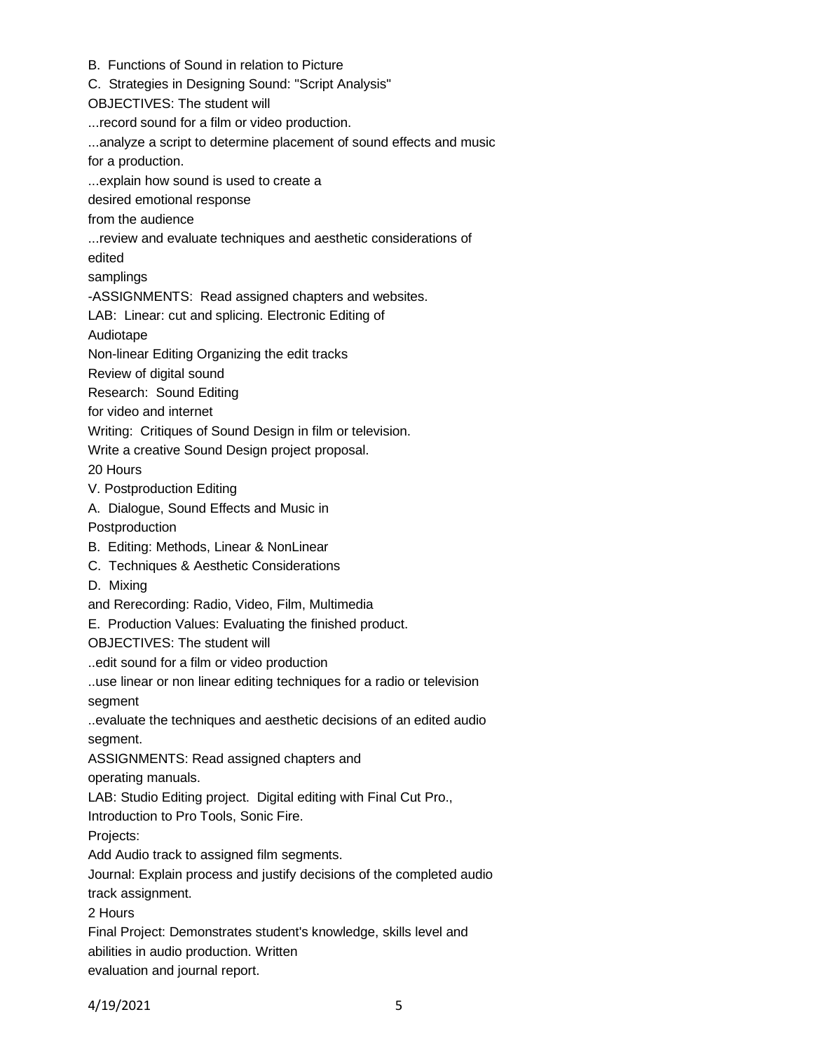B. Functions of Sound in relation to Picture

C. Strategies in Designing Sound: "Script Analysis"

OBJECTIVES: The student will

...record sound for a film or video production.

...analyze a script to determine placement of sound effects and music for a production.

...explain how sound is used to create a desired emotional response from the audience

...review and evaluate techniques and aesthetic considerations of edited samplings

-ASSIGNMENTS: Read assigned chapters and websites.

LAB: Linear: cut and splicing. Electronic Editing of Audiotape

Non-linear Editing Organizing the edit tracks

Review of digital sound

Research: Sound Editing for video and internet

Writing: Critiques of Sound Design in film or television.

Write a creative Sound Design project proposal.

20 Hours

V. Postproduction Editing

A. Dialogue, Sound Effects and Music in Postproduction

B. Editing: Methods, Linear & NonLinear

C. Techniques & Aesthetic Considerations

D. Mixing and Rerecording: Radio, Video, Film, Multimedia

E. Production Values: Evaluating the finished product.

OBJECTIVES: The student will

..edit sound for a film or video production

..use linear or non linear editing techniques for a radio or television segment

..evaluate the techniques and aesthetic decisions of an edited audio segment.

ASSIGNMENTS: Read assigned chapters and operating manuals.

LAB: Studio Editing project. Digital editing with Final Cut Pro., Introduction to Pro Tools, Sonic Fire.

Projects:

Add Audio track to assigned film segments.

Journal: Explain process and justify decisions of the completed audio track assignment.

2 Hours

Final Project: Demonstrates student's knowledge, skills level and abilities in audio production. Written evaluation and journal report.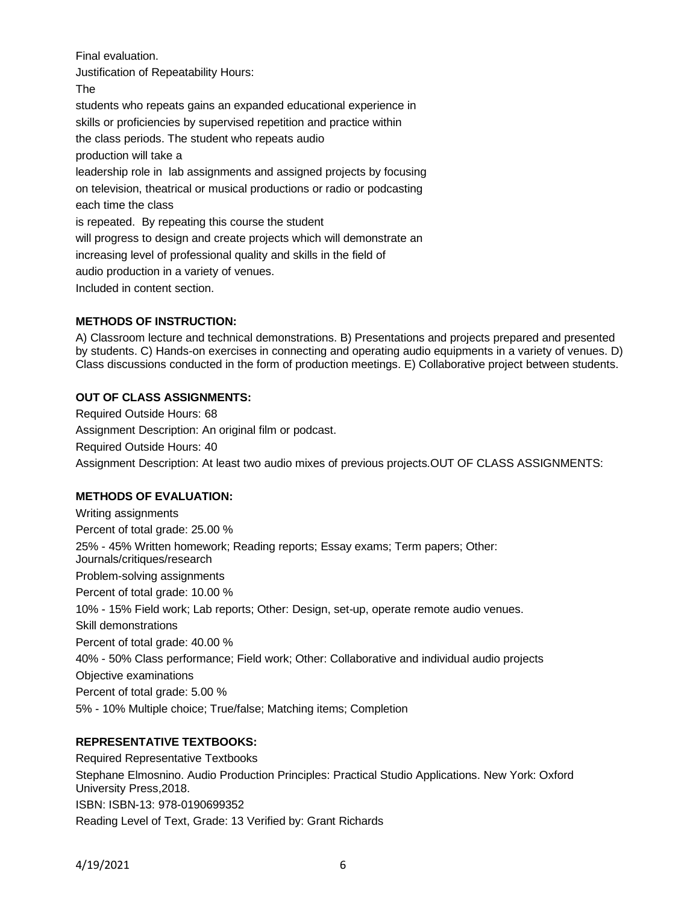Final evaluation.
Justification of Repeatability Hours:
The
students who repeats gains an expanded educational experience in
skills or proficiencies by supervised repetition and practice within
the class periods. The student who repeats audio
production will take a
leadership role in lab assignments and assigned projects by focusing
on television, theatrical or musical productions or radio or podcasting
each time the class
is repeated. By repeating this course the student
will progress to design and create projects which will demonstrate an
increasing level of professional quality and skills in the field of
audio production in a variety of venues.
Included in content section.

**METHODS OF INSTRUCTION:**

A) Classroom lecture and technical demonstrations. B) Presentations and projects prepared and presented by students. C) Hands-on exercises in connecting and operating audio equipments in a variety of venues. D) Class discussions conducted in the form of production meetings. E) Collaborative project between students.

**OUT OF CLASS ASSIGNMENTS:**

Required Outside Hours: 68
Assignment Description: An original film or podcast.
Required Outside Hours: 40
Assignment Description: At least two audio mixes of previous projects.OUT OF CLASS ASSIGNMENTS:

**METHODS OF EVALUATION:**

Writing assignments
Percent of total grade: 25.00 %
25% - 45% Written homework; Reading reports; Essay exams; Term papers; Other: Journals/critiques/research
Problem-solving assignments
Percent of total grade: 10.00 %
10% - 15% Field work; Lab reports; Other: Design, set-up, operate remote audio venues.
Skill demonstrations
Percent of total grade: 40.00 %
40% - 50% Class performance; Field work; Other: Collaborative and individual audio projects
Objective examinations
Percent of total grade: 5.00 %
5% - 10% Multiple choice; True/false; Matching items; Completion

**REPRESENTATIVE TEXTBOOKS:**

Required Representative Textbooks
Stephane Elmosnino. Audio Production Principles: Practical Studio Applications. New York: Oxford University Press,2018.
ISBN: ISBN-13: 978-0190699352
Reading Level of Text, Grade: 13 Verified by: Grant Richards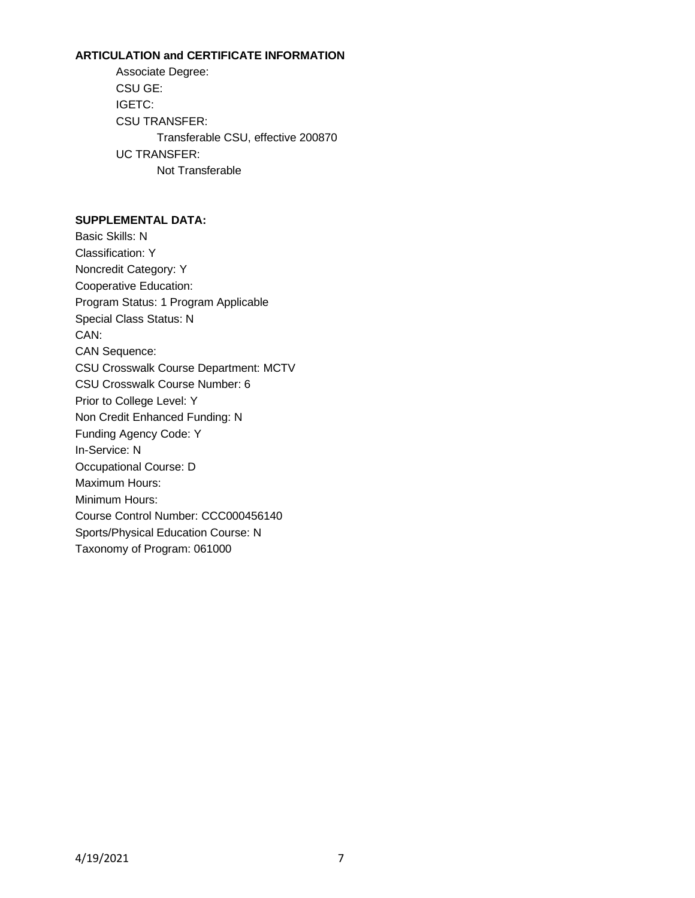**ARTICULATION and CERTIFICATE INFORMATION**

Associate Degree:
CSU GE:
IGETC:
CSU TRANSFER:
Transferable CSU, effective 200870
UC TRANSFER:
Not Transferable

**SUPPLEMENTAL DATA:**

Basic Skills: N
Classification: Y
Noncredit Category: Y
Cooperative Education:
Program Status: 1 Program Applicable
Special Class Status: N
CAN:
CAN Sequence:
CSU Crosswalk Course Department: MCTV
CSU Crosswalk Course Number: 6
Prior to College Level: Y
Non Credit Enhanced Funding: N
Funding Agency Code: Y
In-Service: N
Occupational Course: D
Maximum Hours:
Minimum Hours:
Course Control Number: CCC000456140
Sports/Physical Education Course: N
Taxonomy of Program: 061000

4/19/2021